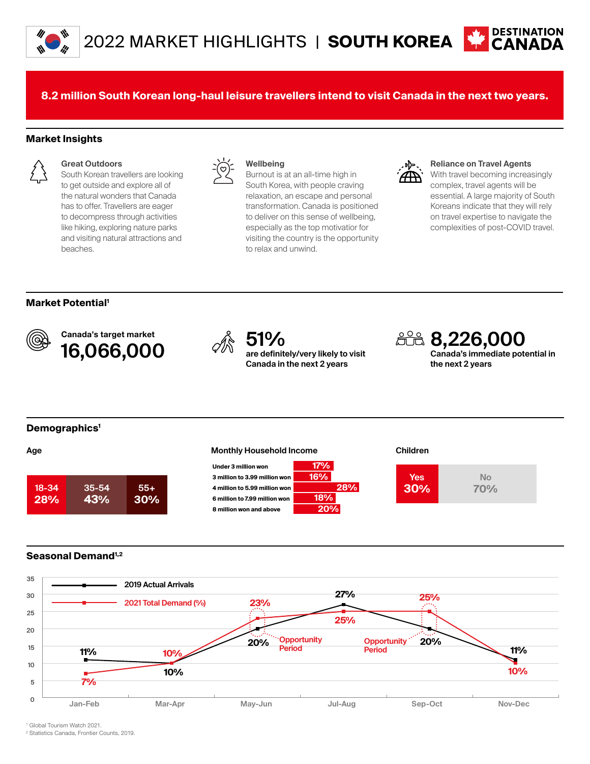# 2022 MARKET HIGHLIGHTS | SOUTH KOREA

DESTINATION CANADA

**8.2 million South Korean long-haul leisure travellers intend to visit Canada in the next two years.**

## Market Insights

**Great Outdoors**
South Korean travellers are looking to get outside and explore all of the natural wonders that Canada has to offer. Travellers are eager to decompress through activities like hiking, exploring nature parks and visiting natural attractions and beaches.

**Wellbeing**
Burnout is at an all-time high in South Korea, with people craving relaxation, an escape and personal transformation. Canada is positioned to deliver on this sense of wellbeing, especially as the top motivatior for visiting the country is the opportunity to relax and unwind.

**Reliance on Travel Agents**
With travel becoming increasingly complex, travel agents will be essential. A large majority of South Koreans indicate that they will rely on travel expertise to navigate the complexities of post-COVID travel.

## Market Potential[1]

Canada's target market
**16,066,000**

**51%**
are definitely/very likely to visit Canada in the next 2 years

**8,226,000**
Canada's immediate potential in the next 2 years

## Demographics[1]

### Age

| 18-34 | 35-54 | 55+ |
|---|---|---|
| 28% | 43% | 30% |

### Monthly Household Income

| Income | % |
|---|---|
| Under 3 million won | 17% |
| 3 million to 3.99 million won | 16% |
| 4 million to 5.99 million won | 28% |
| 6 million to 7.99 million won | 18% |
| 8 million won and above | 20% |

### Children

| Yes | No |
|---|---|
| 30% | 70% |

## Seasonal Demand[1,2]

| | Jan-Feb | Mar-Apr | May-Jun | Jul-Aug | Sep-Oct | Nov-Dec |
|---|---|---|---|---|---|---|
| 2019 Actual Arrivals | 11% | 10% | 20% | 27% | 20% | 11% |
| 2021 Total Demand (%) | 7% | 10% | 23% | 25% | 25% | 10% |

Opportunity Period: May-Jun; Sep-Oct

[1] Global Tourism Watch 2021.
[2] Statistics Canada, Frontier Counts, 2019.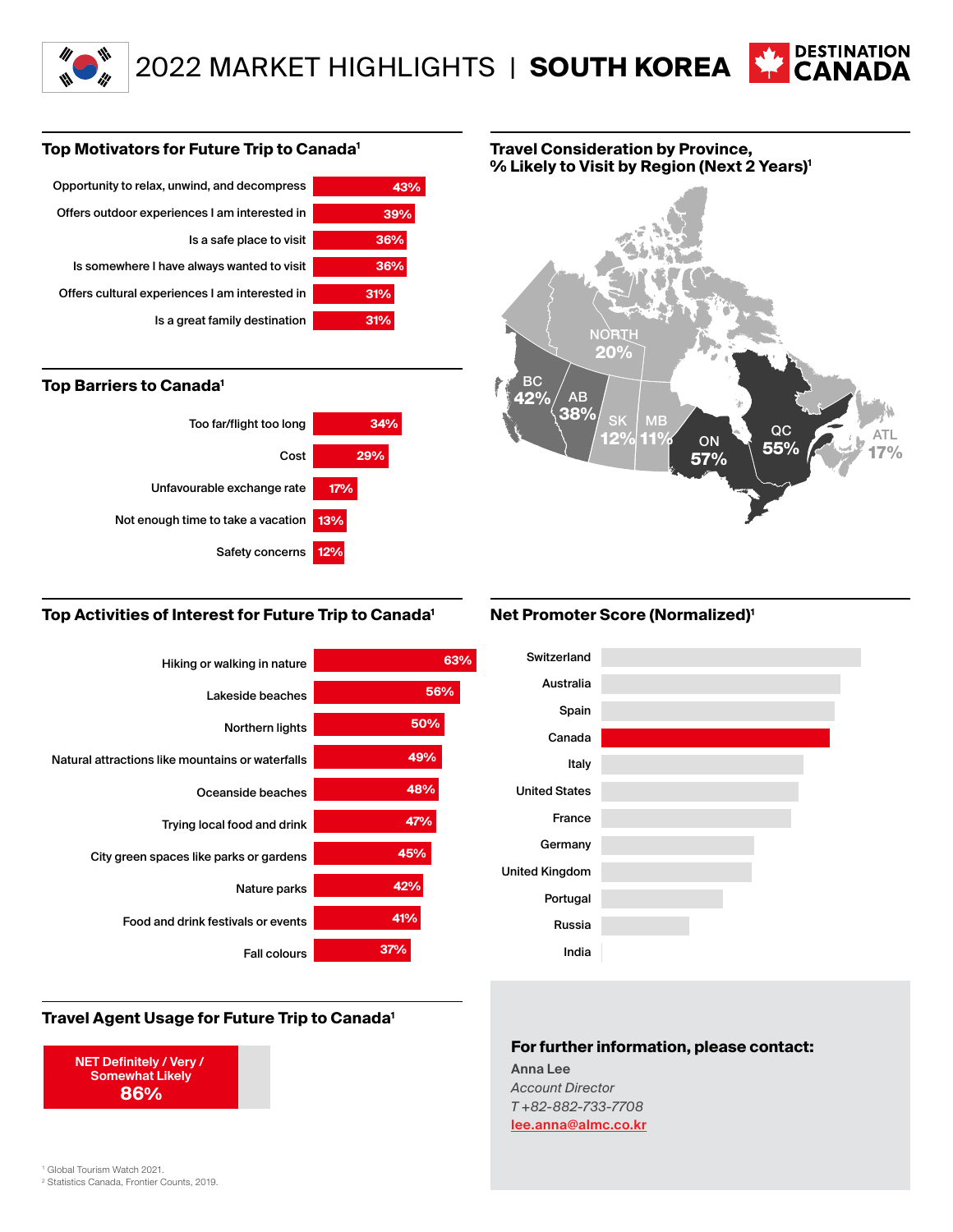# 2022 MARKET HIGHLIGHTS | SOUTH KOREA

DESTINATION CANADA

## Top Motivators for Future Trip to Canada[1]

Opportunity to relax, unwind, and decompress 43%
Offers outdoor experiences I am interested in 39%
Is a safe place to visit 36%
Is somewhere I have always wanted to visit 36%
Offers cultural experiences I am interested in 31%
Is a great family destination 31%

## Travel Consideration by Province, % Likely to Visit by Region (Next 2 Years)[1]

NORTH 20%
BC 42%
AB 38%
SK 12%
MB 11%
ON 57%
QC 55%
ATL 17%

## Top Barriers to Canada[1]

Too far/flight too long 34%
Cost 29%
Unfavourable exchange rate 17%
Not enough time to take a vacation 13%
Safety concerns 12%

## Top Activities of Interest for Future Trip to Canada[1]

Hiking or walking in nature 63%
Lakeside beaches 56%
Northern lights 50%
Natural attractions like mountains or waterfalls 49%
Oceanside beaches 48%
Trying local food and drink 47%
City green spaces like parks or gardens 45%
Nature parks 42%
Food and drink festivals or events 41%
Fall colours 37%

## Net Promoter Score (Normalized)[1]

Switzerland
Australia
Spain
Canada
Italy
United States
France
Germany
United Kingdom
Portugal
Russia
India

## Travel Agent Usage for Future Trip to Canada[1]

NET Definitely / Very / Somewhat Likely
86%

**For further information, please contact:**

Anna Lee
*Account Director*
*T +82-882-733-7708*
lee.anna@almc.co.kr

[1] Global Tourism Watch 2021.
[2] Statistics Canada, Frontier Counts, 2019.